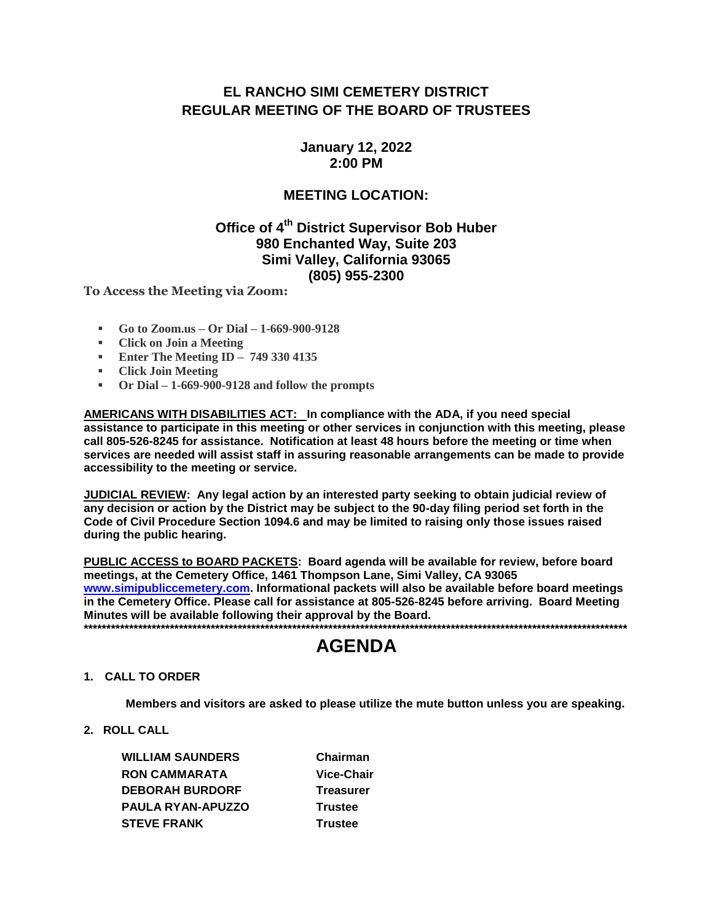# EL RANCHO SIMI CEMETERY DISTRICT
# REGULAR MEETING OF THE BOARD OF TRUSTEES

**January 12, 2022**
**2:00 PM**

**MEETING LOCATION:**

**Office of 4th District Supervisor Bob Huber**
**980 Enchanted Way, Suite 203**
**Simi Valley, California 93065**
**(805) 955-2300**

**To Access the Meeting via Zoom:**

- **Go to Zoom.us – Or Dial – 1-669-900-9128**
- **Click on Join a Meeting**
- **Enter The Meeting ID – 749 330 4135**
- **Click Join Meeting**
- **Or Dial – 1-669-900-9128 and follow the prompts**

**AMERICANS WITH DISABILITIES ACT: In compliance with the ADA, if you need special assistance to participate in this meeting or other services in conjunction with this meeting, please call 805-526-8245 for assistance. Notification at least 48 hours before the meeting or time when services are needed will assist staff in assuring reasonable arrangements can be made to provide accessibility to the meeting or service.**

**JUDICIAL REVIEW: Any legal action by an interested party seeking to obtain judicial review of any decision or action by the District may be subject to the 90-day filing period set forth in the Code of Civil Procedure Section 1094.6 and may be limited to raising only those issues raised during the public hearing.**

**PUBLIC ACCESS to BOARD PACKETS: Board agenda will be available for review, before board meetings, at the Cemetery Office, 1461 Thompson Lane, Simi Valley, CA 93065 www.simipubliccemetery.com. Informational packets will also be available before board meetings in the Cemetery Office. Please call for assistance at 805-526-8245 before arriving. Board Meeting Minutes will be available following their approval by the Board.**

******************************************************************************************************************************

# AGENDA

**1. CALL TO ORDER**

**Members and visitors are asked to please utilize the mute button unless you are speaking.**

**2. ROLL CALL**

| | |
|---|---|
| **WILLIAM SAUNDERS** | **Chairman** |
| **RON CAMMARATA** | **Vice-Chair** |
| **DEBORAH BURDORF** | **Treasurer** |
| **PAULA RYAN-APUZZO** | **Trustee** |
| **STEVE FRANK** | **Trustee** |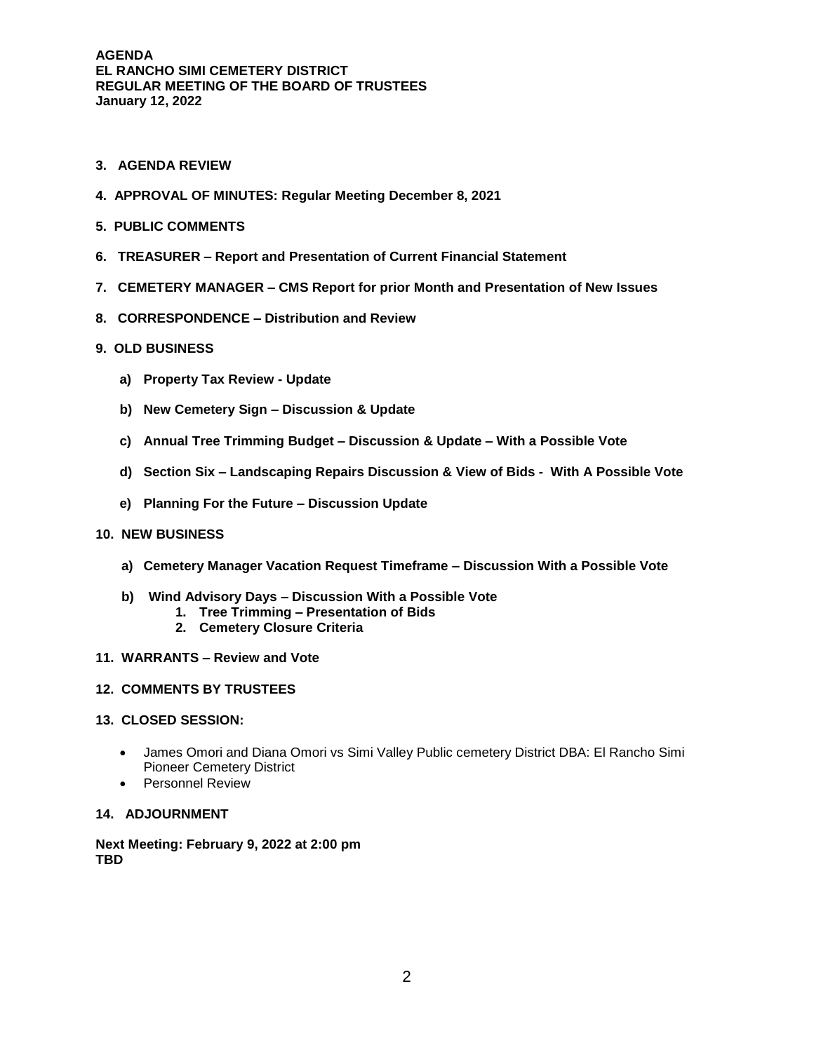**AGENDA**
**EL RANCHO SIMI CEMETERY DISTRICT**
**REGULAR MEETING OF THE BOARD OF TRUSTEES**
**January 12, 2022**

**3. AGENDA REVIEW**

**4. APPROVAL OF MINUTES: Regular Meeting December 8, 2021**

**5. PUBLIC COMMENTS**

**6. TREASURER – Report and Presentation of Current Financial Statement**

**7. CEMETERY MANAGER – CMS Report for prior Month and Presentation of New Issues**

**8. CORRESPONDENCE – Distribution and Review**

**9. OLD BUSINESS**

- **a) Property Tax Review - Update**
- **b) New Cemetery Sign – Discussion & Update**
- **c) Annual Tree Trimming Budget – Discussion & Update – With a Possible Vote**
- **d) Section Six – Landscaping Repairs Discussion & View of Bids - With A Possible Vote**
- **e) Planning For the Future – Discussion Update**

**10. NEW BUSINESS**

- **a) Cemetery Manager Vacation Request Timeframe – Discussion With a Possible Vote**
- **b) Wind Advisory Days – Discussion With a Possible Vote**
  1. **Tree Trimming – Presentation of Bids**
  2. **Cemetery Closure Criteria**

**11. WARRANTS – Review and Vote**

**12. COMMENTS BY TRUSTEES**

**13. CLOSED SESSION:**

- James Omori and Diana Omori vs Simi Valley Public cemetery District DBA: El Rancho Simi Pioneer Cemetery District
- Personnel Review

**14. ADJOURNMENT**

**Next Meeting: February 9, 2022 at 2:00 pm**
**TBD**